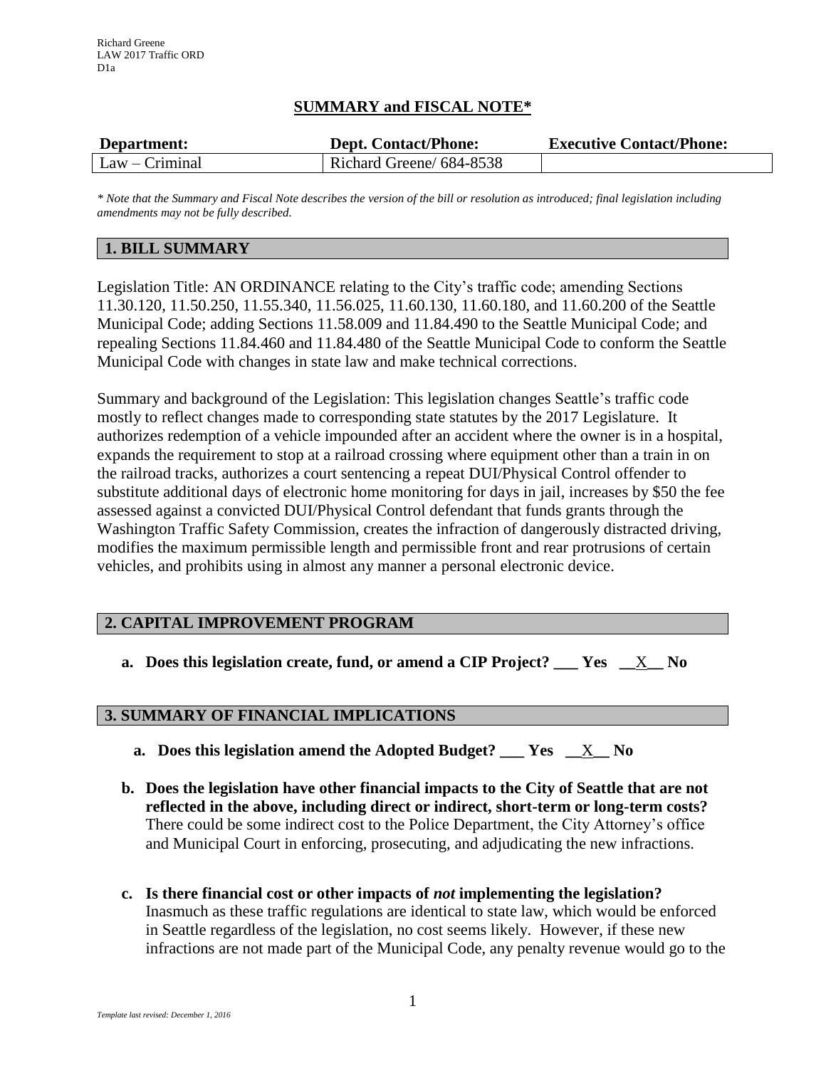Richard Greene
LAW 2017 Traffic ORD
D1a

## SUMMARY and FISCAL NOTE*

| Department: | Dept. Contact/Phone: | Executive Contact/Phone: |
|---|---|---|
| Law – Criminal | Richard Greene/ 684-8538 | |

*\* Note that the Summary and Fiscal Note describes the version of the bill or resolution as introduced; final legislation including amendments may not be fully described.*

### 1. BILL SUMMARY

Legislation Title: AN ORDINANCE relating to the City's traffic code; amending Sections 11.30.120, 11.50.250, 11.55.340, 11.56.025, 11.60.130, 11.60.180, and 11.60.200 of the Seattle Municipal Code; adding Sections 11.58.009 and 11.84.490 to the Seattle Municipal Code; and repealing Sections 11.84.460 and 11.84.480 of the Seattle Municipal Code to conform the Seattle Municipal Code with changes in state law and make technical corrections.

Summary and background of the Legislation: This legislation changes Seattle's traffic code mostly to reflect changes made to corresponding state statutes by the 2017 Legislature. It authorizes redemption of a vehicle impounded after an accident where the owner is in a hospital, expands the requirement to stop at a railroad crossing where equipment other than a train in on the railroad tracks, authorizes a court sentencing a repeat DUI/Physical Control offender to substitute additional days of electronic home monitoring for days in jail, increases by $50 the fee assessed against a convicted DUI/Physical Control defendant that funds grants through the Washington Traffic Safety Commission, creates the infraction of dangerously distracted driving, modifies the maximum permissible length and permissible front and rear protrusions of certain vehicles, and prohibits using in almost any manner a personal electronic device.

### 2. CAPITAL IMPROVEMENT PROGRAM

**a. Does this legislation create, fund, or amend a CIP Project? ___ Yes __X__ No**

### 3. SUMMARY OF FINANCIAL IMPLICATIONS

**a. Does this legislation amend the Adopted Budget? ___ Yes __X__ No**

**b. Does the legislation have other financial impacts to the City of Seattle that are not reflected in the above, including direct or indirect, short-term or long-term costs?**
There could be some indirect cost to the Police Department, the City Attorney's office and Municipal Court in enforcing, prosecuting, and adjudicating the new infractions.

**c. Is there financial cost or other impacts of *not* implementing the legislation?**
Inasmuch as these traffic regulations are identical to state law, which would be enforced in Seattle regardless of the legislation, no cost seems likely. However, if these new infractions are not made part of the Municipal Code, any penalty revenue would go to the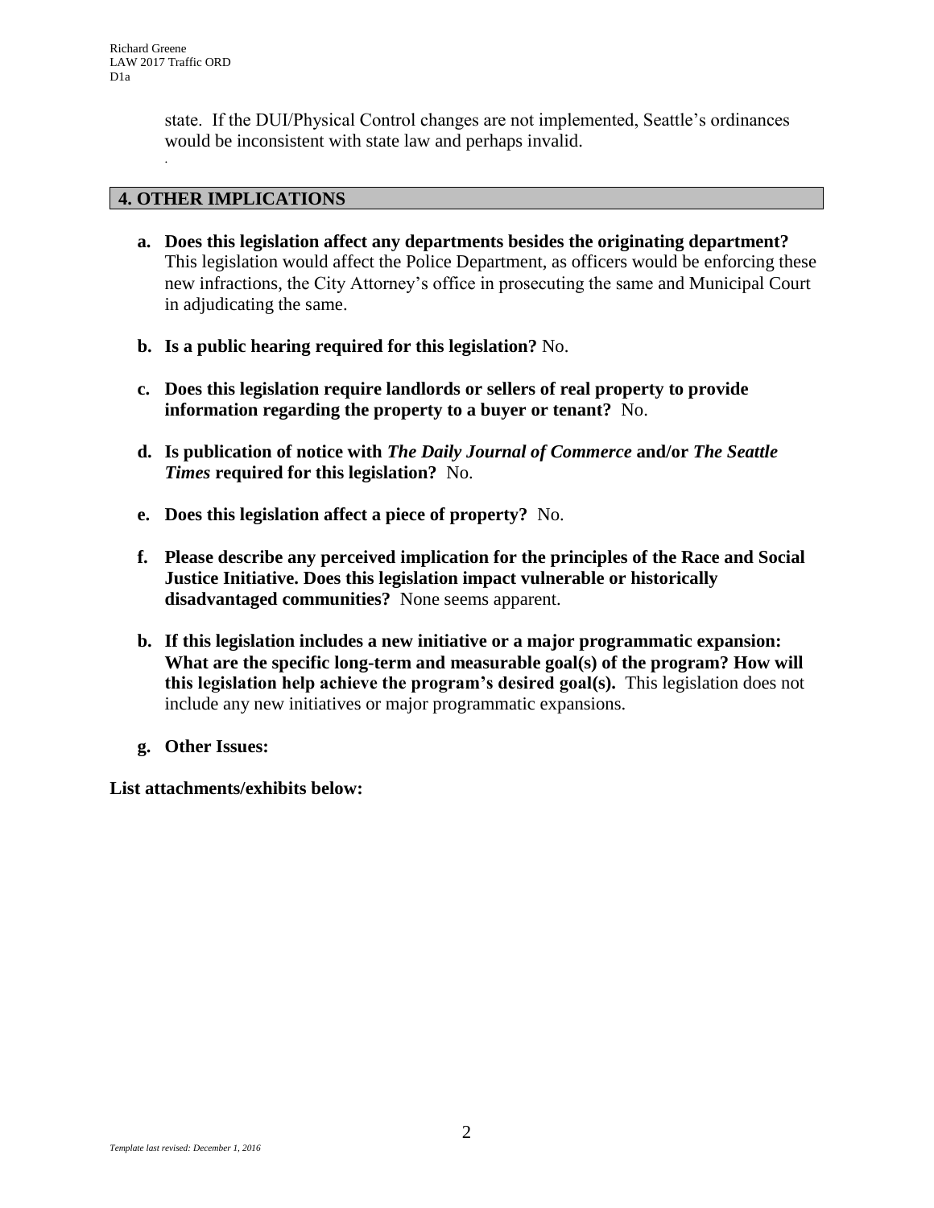state. If the DUI/Physical Control changes are not implemented, Seattle's ordinances would be inconsistent with state law and perhaps invalid.

## 4. OTHER IMPLICATIONS

a. **Does this legislation affect any departments besides the originating department?** This legislation would affect the Police Department, as officers would be enforcing these new infractions, the City Attorney's office in prosecuting the same and Municipal Court in adjudicating the same.

b. **Is a public hearing required for this legislation?** No.

c. **Does this legislation require landlords or sellers of real property to provide information regarding the property to a buyer or tenant?** No.

d. **Is publication of notice with *The Daily Journal of Commerce* and/or *The Seattle Times* required for this legislation?** No.

e. **Does this legislation affect a piece of property?** No.

f. **Please describe any perceived implication for the principles of the Race and Social Justice Initiative. Does this legislation impact vulnerable or historically disadvantaged communities?** None seems apparent.

b. **If this legislation includes a new initiative or a major programmatic expansion: What are the specific long-term and measurable goal(s) of the program? How will this legislation help achieve the program's desired goal(s).** This legislation does not include any new initiatives or major programmatic expansions.

g. **Other Issues:**

**List attachments/exhibits below:**